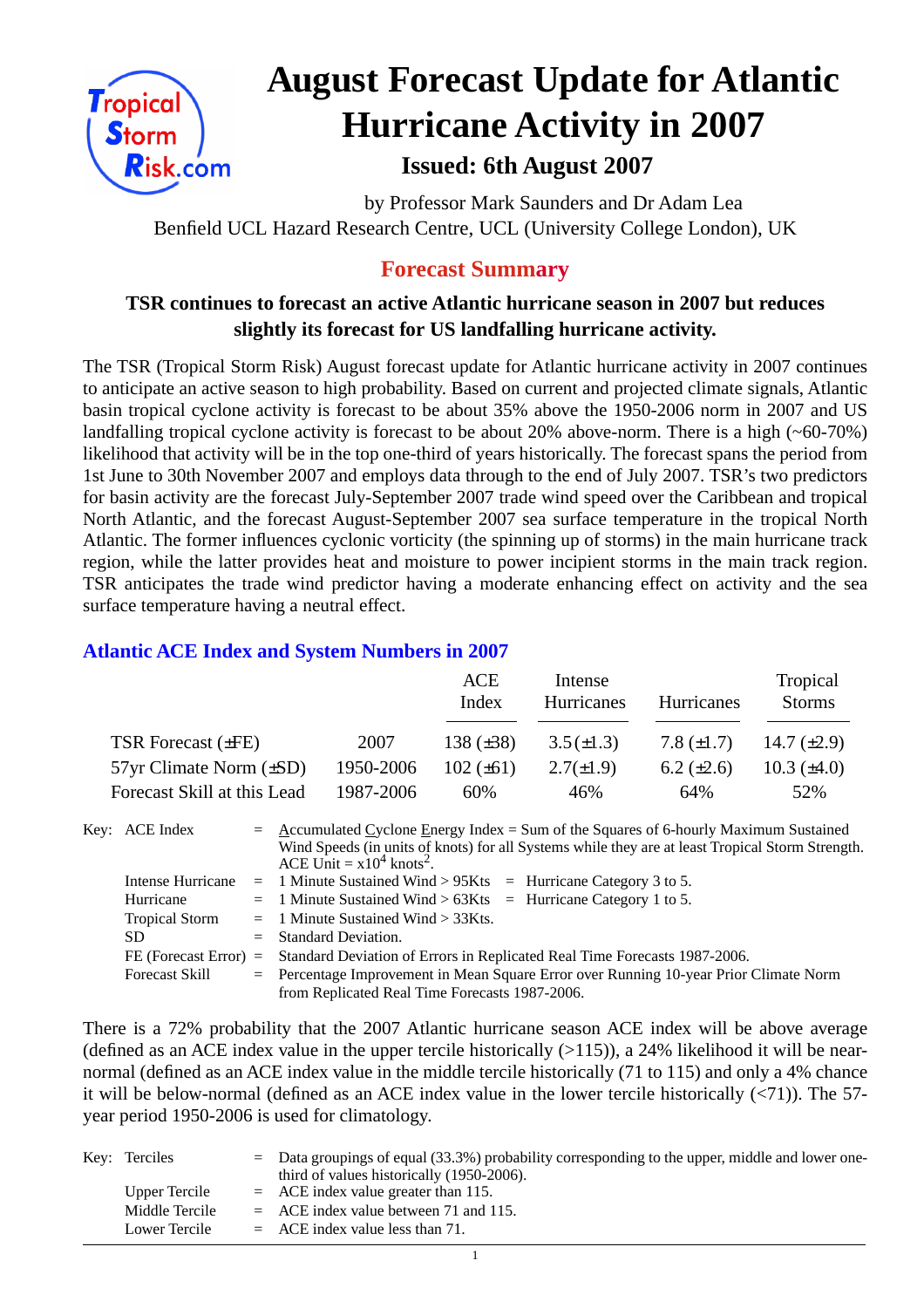# August Forecast Update for Atlantic Hurricane Activity in 2007

### Issued: 6th August 2007

by Professor Mark Saunders and Dr Adam Lea
Benfield UCL Hazard Research Centre, UCL (University College London), UK

## Forecast Summary

**TSR continues to forecast an active Atlantic hurricane season in 2007 but reduces slightly its forecast for US landfalling hurricane activity.**

The TSR (Tropical Storm Risk) August forecast update for Atlantic hurricane activity in 2007 continues to anticipate an active season to high probability. Based on current and projected climate signals, Atlantic basin tropical cyclone activity is forecast to be about 35% above the 1950-2006 norm in 2007 and US landfalling tropical cyclone activity is forecast to be about 20% above-norm. There is a high (~60-70%) likelihood that activity will be in the top one-third of years historically. The forecast spans the period from 1st June to 30th November 2007 and employs data through to the end of July 2007. TSR's two predictors for basin activity are the forecast July-September 2007 trade wind speed over the Caribbean and tropical North Atlantic, and the forecast August-September 2007 sea surface temperature in the tropical North Atlantic. The former influences cyclonic vorticity (the spinning up of storms) in the main hurricane track region, while the latter provides heat and moisture to power incipient storms in the main track region. TSR anticipates the trade wind predictor having a moderate enhancing effect on activity and the sea surface temperature having a neutral effect.

### Atlantic ACE Index and System Numbers in 2007

| | | ACE Index | Intense Hurricanes | Hurricanes | Tropical Storms |
|---|---|---|---|---|---|
| TSR Forecast (±FE) | 2007 | 138 (±38) | 3.5 (±1.3) | 7.8 (±1.7) | 14.7 (±2.9) |
| 57yr Climate Norm (±SD) | 1950-2006 | 102 (±61) | 2.7 (±1.9) | 6.2 (±2.6) | 10.3 (±4.0) |
| Forecast Skill at this Lead | 1987-2006 | 60% | 46% | 64% | 52% |

Key:
- ACE Index = Accumulated Cyclone Energy Index = Sum of the Squares of 6-hourly Maximum Sustained Wind Speeds (in units of knots) for all Systems while they are at least Tropical Storm Strength. ACE Unit = $x10^4$ knots$^2$.
- Intense Hurricane = 1 Minute Sustained Wind > 95Kts = Hurricane Category 3 to 5.
- Hurricane = 1 Minute Sustained Wind > 63Kts = Hurricane Category 1 to 5.
- Tropical Storm = 1 Minute Sustained Wind > 33Kts.
- SD = Standard Deviation.
- FE (Forecast Error) = Standard Deviation of Errors in Replicated Real Time Forecasts 1987-2006.
- Forecast Skill = Percentage Improvement in Mean Square Error over Running 10-year Prior Climate Norm from Replicated Real Time Forecasts 1987-2006.

There is a 72% probability that the 2007 Atlantic hurricane season ACE index will be above average (defined as an ACE index value in the upper tercile historically (>115)), a 24% likelihood it will be near-normal (defined as an ACE index value in the middle tercile historically (71 to 115) and only a 4% chance it will be below-normal (defined as an ACE index value in the lower tercile historically (<71)). The 57-year period 1950-2006 is used for climatology.

Key:
- Terciles = Data groupings of equal (33.3%) probability corresponding to the upper, middle and lower one-third of values historically (1950-2006).
- Upper Tercile = ACE index value greater than 115.
- Middle Tercile = ACE index value between 71 and 115.
- Lower Tercile = ACE index value less than 71.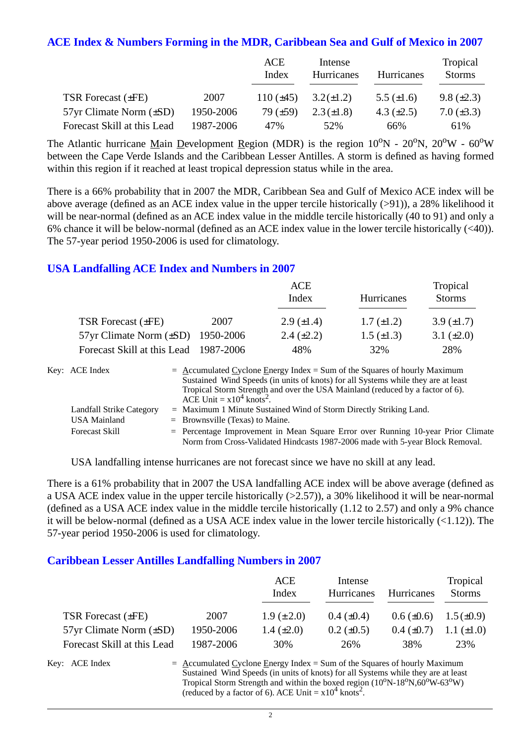## ACE Index & Numbers Forming in the MDR, Caribbean Sea and Gulf of Mexico in 2007

| | | ACE Index | Intense Hurricanes | Hurricanes | Tropical Storms |
|---|---|---|---|---|---|
| TSR Forecast (±FE) | 2007 | 110 (±45) | 3.2(±1.2) | 5.5 (±1.6) | 9.8 (±2.3) |
| 57yr Climate Norm (±SD) | 1950-2006 | 79 (±59) | 2.3(±1.8) | 4.3 (±2.5) | 7.0 (±3.3) |
| Forecast Skill at this Lead | 1987-2006 | 47% | 52% | 66% | 61% |

The Atlantic hurricane Main Development Region (MDR) is the region 10°N - 20°N, 20°W - 60°W between the Cape Verde Islands and the Caribbean Lesser Antilles. A storm is defined as having formed within this region if it reached at least tropical depression status while in the area.

There is a 66% probability that in 2007 the MDR, Caribbean Sea and Gulf of Mexico ACE index will be above average (defined as an ACE index value in the upper tercile historically (>91)), a 28% likelihood it will be near-normal (defined as an ACE index value in the middle tercile historically (40 to 91) and only a 6% chance it will be below-normal (defined as an ACE index value in the lower tercile historically (<40)). The 57-year period 1950-2006 is used for climatology.

## USA Landfalling ACE Index and Numbers in 2007

| | | ACE Index | Hurricanes | Tropical Storms |
|---|---|---|---|---|
| TSR Forecast (±FE) | 2007 | 2.9 (±1.4) | 1.7 (±1.2) | 3.9 (±1.7) |
| 57yr Climate Norm (±SD) | 1950-2006 | 2.4 (±2.2) | 1.5 (±1.3) | 3.1 (±2.0) |
| Forecast Skill at this Lead | 1987-2006 | 48% | 32% | 28% |

Key: ACE Index = Accumulated Cyclone Energy Index = Sum of the Squares of hourly Maximum Sustained Wind Speeds (in units of knots) for all Systems while they are at least Tropical Storm Strength and over the USA Mainland (reduced by a factor of 6). ACE Unit = x$10^4$ knots$^2$.

Landfall Strike Category = Maximum 1 Minute Sustained Wind of Storm Directly Striking Land.

USA Mainland = Brownsville (Texas) to Maine.

Forecast Skill = Percentage Improvement in Mean Square Error over Running 10-year Prior Climate Norm from Cross-Validated Hindcasts 1987-2006 made with 5-year Block Removal.

USA landfalling intense hurricanes are not forecast since we have no skill at any lead.

There is a 61% probability that in 2007 the USA landfalling ACE index will be above average (defined as a USA ACE index value in the upper tercile historically (>2.57)), a 30% likelihood it will be near-normal (defined as a USA ACE index value in the middle tercile historically (1.12 to 2.57) and only a 9% chance it will be below-normal (defined as a USA ACE index value in the lower tercile historically (<1.12)). The 57-year period 1950-2006 is used for climatology.

## Caribbean Lesser Antilles Landfalling Numbers in 2007

| | | ACE Index | Intense Hurricanes | Hurricanes | Tropical Storms |
|---|---|---|---|---|---|
| TSR Forecast (±FE) | 2007 | 1.9 (±2.0) | 0.4 (±0.4) | 0.6 (±0.6) | 1.5(±0.9) |
| 57yr Climate Norm (±SD) | 1950-2006 | 1.4 (±2.0) | 0.2 (±0.5) | 0.4 (±0.7) | 1.1 (±1.0) |
| Forecast Skill at this Lead | 1987-2006 | 30% | 26% | 38% | 23% |

Key: ACE Index = Accumulated Cyclone Energy Index = Sum of the Squares of hourly Maximum Sustained Wind Speeds (in units of knots) for all Systems while they are at least Tropical Storm Strength and within the boxed region (10°N-18°N,60°W-63°W) (reduced by a factor of 6). ACE Unit = x$10^4$ knots$^2$.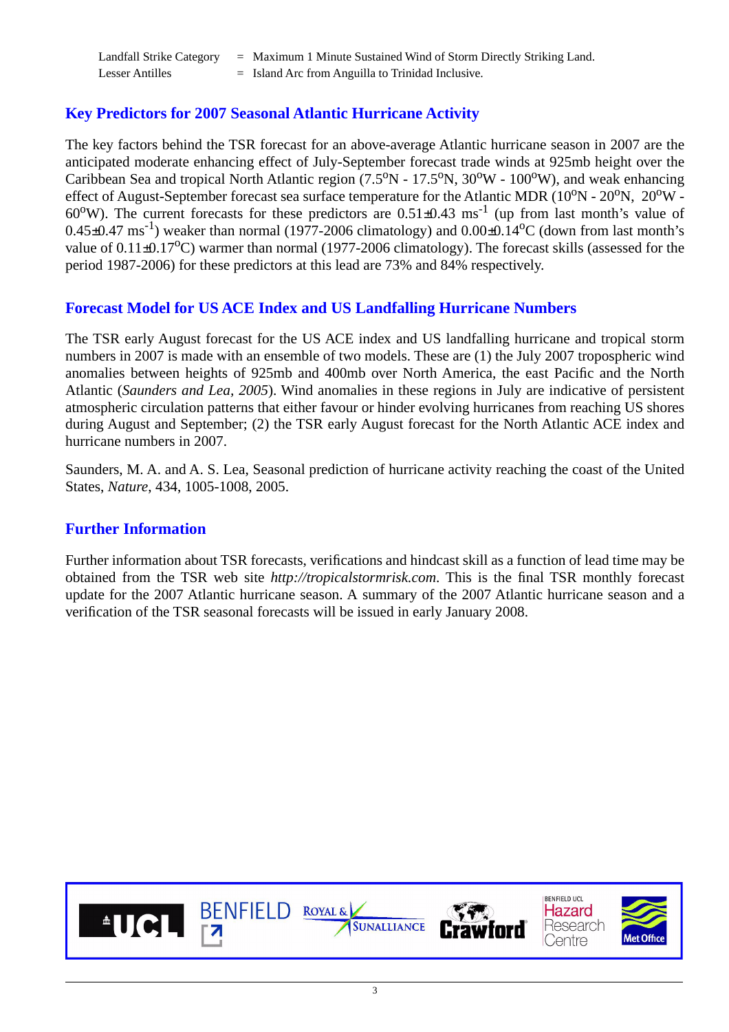| | | |
|---|---|---|
| Landfall Strike Category | = | Maximum 1 Minute Sustained Wind of Storm Directly Striking Land. |
| Lesser Antilles | = | Island Arc from Anguilla to Trinidad Inclusive. |

## Key Predictors for 2007 Seasonal Atlantic Hurricane Activity

The key factors behind the TSR forecast for an above-average Atlantic hurricane season in 2007 are the anticipated moderate enhancing effect of July-September forecast trade winds at 925mb height over the Caribbean Sea and tropical North Atlantic region (7.5$^o$N - 17.5$^o$N, 30$^o$W - 100$^o$W), and weak enhancing effect of August-September forecast sea surface temperature for the Atlantic MDR (10$^o$N - 20$^o$N, 20$^o$W - 60$^o$W). The current forecasts for these predictors are $0.51\pm0.43$ ms$^{-1}$ (up from last month's value of $0.45\pm0.47$ ms$^{-1}$) weaker than normal (1977-2006 climatology) and $0.00\pm0.14^o$C (down from last month's value of $0.11\pm0.17^o$C) warmer than normal (1977-2006 climatology). The forecast skills (assessed for the period 1987-2006) for these predictors at this lead are 73% and 84% respectively.

## Forecast Model for US ACE Index and US Landfalling Hurricane Numbers

The TSR early August forecast for the US ACE index and US landfalling hurricane and tropical storm numbers in 2007 is made with an ensemble of two models. These are (1) the July 2007 tropospheric wind anomalies between heights of 925mb and 400mb over North America, the east Pacific and the North Atlantic (*Saunders and Lea, 2005*). Wind anomalies in these regions in July are indicative of persistent atmospheric circulation patterns that either favour or hinder evolving hurricanes from reaching US shores during August and September; (2) the TSR early August forecast for the North Atlantic ACE index and hurricane numbers in 2007.

Saunders, M. A. and A. S. Lea, Seasonal prediction of hurricane activity reaching the coast of the United States, *Nature*, 434, 1005-1008, 2005.

## Further Information

Further information about TSR forecasts, verifications and hindcast skill as a function of lead time may be obtained from the TSR web site *http://tropicalstormrisk.com*. This is the final TSR monthly forecast update for the 2007 Atlantic hurricane season. A summary of the 2007 Atlantic hurricane season and a verification of the TSR seasonal forecasts will be issued in early January 2008.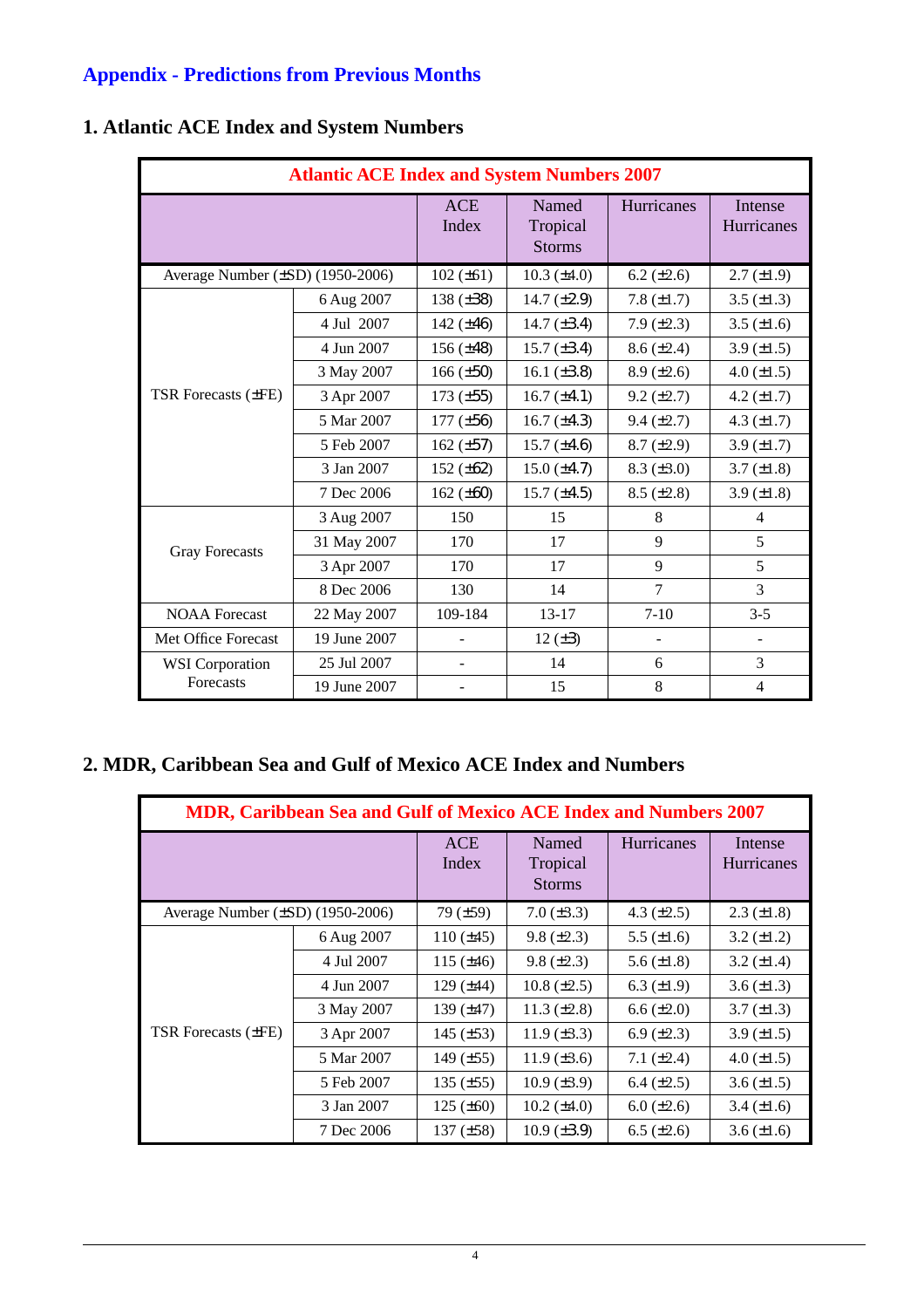## Appendix - Predictions from Previous Months

### 1. Atlantic ACE Index and System Numbers

| Atlantic ACE Index and System Numbers 2007 | | | | | |
|---|---|---|---|---|---|
| | | ACE Index | Named Tropical Storms | Hurricanes | Intense Hurricanes |
| Average Number (±SD) (1950-2006) | | 102 (±61) | 10.3 (±4.0) | 6.2 (±2.6) | 2.7 (±1.9) |
| TSR Forecasts (±FE) | 6 Aug 2007 | 138 (±38) | 14.7 (±2.9) | 7.8 (±1.7) | 3.5 (±1.3) |
| | 4 Jul 2007 | 142 (±46) | 14.7 (±3.4) | 7.9 (±2.3) | 3.5 (±1.6) |
| | 4 Jun 2007 | 156 (±48) | 15.7 (±3.4) | 8.6 (±2.4) | 3.9 (±1.5) |
| | 3 May 2007 | 166 (±50) | 16.1 (±3.8) | 8.9 (±2.6) | 4.0 (±1.5) |
| | 3 Apr 2007 | 173 (±55) | 16.7 (±4.1) | 9.2 (±2.7) | 4.2 (±1.7) |
| | 5 Mar 2007 | 177 (±56) | 16.7 (±4.3) | 9.4 (±2.7) | 4.3 (±1.7) |
| | 5 Feb 2007 | 162 (±57) | 15.7 (±4.6) | 8.7 (±2.9) | 3.9 (±1.7) |
| | 3 Jan 2007 | 152 (±62) | 15.0 (±4.7) | 8.3 (±3.0) | 3.7 (±1.8) |
| | 7 Dec 2006 | 162 (±60) | 15.7 (±4.5) | 8.5 (±2.8) | 3.9 (±1.8) |
| Gray Forecasts | 3 Aug 2007 | 150 | 15 | 8 | 4 |
| | 31 May 2007 | 170 | 17 | 9 | 5 |
| | 3 Apr 2007 | 170 | 17 | 9 | 5 |
| | 8 Dec 2006 | 130 | 14 | 7 | 3 |
| NOAA Forecast | 22 May 2007 | 109-184 | 13-17 | 7-10 | 3-5 |
| Met Office Forecast | 19 June 2007 | - | 12 (±3) | - | - |
| WSI Corporation Forecasts | 25 Jul 2007 | - | 14 | 6 | 3 |
| | 19 June 2007 | - | 15 | 8 | 4 |

### 2. MDR, Caribbean Sea and Gulf of Mexico ACE Index and Numbers

| MDR, Caribbean Sea and Gulf of Mexico ACE Index and Numbers 2007 | | | | | |
|---|---|---|---|---|---|
| | | ACE Index | Named Tropical Storms | Hurricanes | Intense Hurricanes |
| Average Number (±SD) (1950-2006) | | 79 (±59) | 7.0 (±3.3) | 4.3 (±2.5) | 2.3 (±1.8) |
| TSR Forecasts (±FE) | 6 Aug 2007 | 110 (±45) | 9.8 (±2.3) | 5.5 (±1.6) | 3.2 (±1.2) |
| | 4 Jul 2007 | 115 (±46) | 9.8 (±2.3) | 5.6 (±1.8) | 3.2 (±1.4) |
| | 4 Jun 2007 | 129 (±44) | 10.8 (±2.5) | 6.3 (±1.9) | 3.6 (±1.3) |
| | 3 May 2007 | 139 (±47) | 11.3 (±2.8) | 6.6 (±2.0) | 3.7 (±1.3) |
| | 3 Apr 2007 | 145 (±53) | 11.9 (±3.3) | 6.9 (±2.3) | 3.9 (±1.5) |
| | 5 Mar 2007 | 149 (±55) | 11.9 (±3.6) | 7.1 (±2.4) | 4.0 (±1.5) |
| | 5 Feb 2007 | 135 (±55) | 10.9 (±3.9) | 6.4 (±2.5) | 3.6 (±1.5) |
| | 3 Jan 2007 | 125 (±60) | 10.2 (±4.0) | 6.0 (±2.6) | 3.4 (±1.6) |
| | 7 Dec 2006 | 137 (±58) | 10.9 (±3.9) | 6.5 (±2.6) | 3.6 (±1.6) |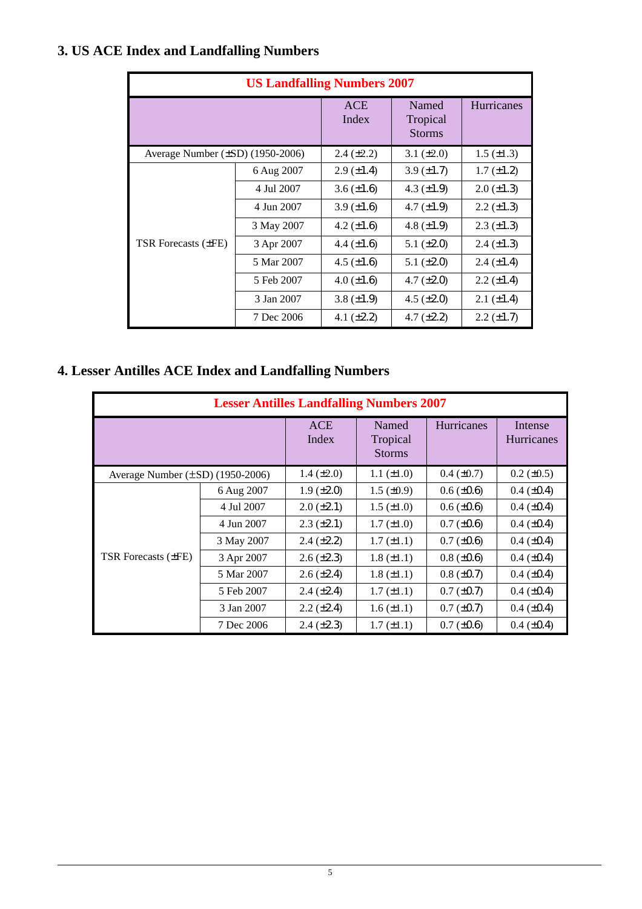## 3. US ACE Index and Landfalling Numbers

| US Landfalling Numbers 2007 | | | | |
|---|---|---|---|---|
| | | ACE Index | Named Tropical Storms | Hurricanes |
| Average Number (±SD) (1950-2006) | | 2.4 (±2.2) | 3.1 (±2.0) | 1.5 (±1.3) |
| TSR Forecasts (±FE) | 6 Aug 2007 | 2.9 (±1.4) | 3.9 (±1.7) | 1.7 (±1.2) |
| | 4 Jul 2007 | 3.6 (±1.6) | 4.3 (±1.9) | 2.0 (±1.3) |
| | 4 Jun 2007 | 3.9 (±1.6) | 4.7 (±1.9) | 2.2 (±1.3) |
| | 3 May 2007 | 4.2 (±1.6) | 4.8 (±1.9) | 2.3 (±1.3) |
| | 3 Apr 2007 | 4.4 (±1.6) | 5.1 (±2.0) | 2.4 (±1.3) |
| | 5 Mar 2007 | 4.5 (±1.6) | 5.1 (±2.0) | 2.4 (±1.4) |
| | 5 Feb 2007 | 4.0 (±1.6) | 4.7 (±2.0) | 2.2 (±1.4) |
| | 3 Jan 2007 | 3.8 (±1.9) | 4.5 (±2.0) | 2.1 (±1.4) |
| | 7 Dec 2006 | 4.1 (±2.2) | 4.7 (±2.2) | 2.2 (±1.7) |

## 4. Lesser Antilles ACE Index and Landfalling Numbers

| Lesser Antilles Landfalling Numbers 2007 | | | | | |
|---|---|---|---|---|---|
| | | ACE Index | Named Tropical Storms | Hurricanes | Intense Hurricanes |
| Average Number (±SD) (1950-2006) | | 1.4 (±2.0) | 1.1 (±1.0) | 0.4 (±0.7) | 0.2 (±0.5) |
| TSR Forecasts (±FE) | 6 Aug 2007 | 1.9 (±2.0) | 1.5 (±0.9) | 0.6 (±0.6) | 0.4 (±0.4) |
| | 4 Jul 2007 | 2.0 (±2.1) | 1.5 (±1.0) | 0.6 (±0.6) | 0.4 (±0.4) |
| | 4 Jun 2007 | 2.3 (±2.1) | 1.7 (±1.0) | 0.7 (±0.6) | 0.4 (±0.4) |
| | 3 May 2007 | 2.4 (±2.2) | 1.7 (±1.1) | 0.7 (±0.6) | 0.4 (±0.4) |
| | 3 Apr 2007 | 2.6 (±2.3) | 1.8 (±1.1) | 0.8 (±0.6) | 0.4 (±0.4) |
| | 5 Mar 2007 | 2.6 (±2.4) | 1.8 (±1.1) | 0.8 (±0.7) | 0.4 (±0.4) |
| | 5 Feb 2007 | 2.4 (±2.4) | 1.7 (±1.1) | 0.7 (±0.7) | 0.4 (±0.4) |
| | 3 Jan 2007 | 2.2 (±2.4) | 1.6 (±1.1) | 0.7 (±0.7) | 0.4 (±0.4) |
| | 7 Dec 2006 | 2.4 (±2.3) | 1.7 (±1.1) | 0.7 (±0.6) | 0.4 (±0.4) |